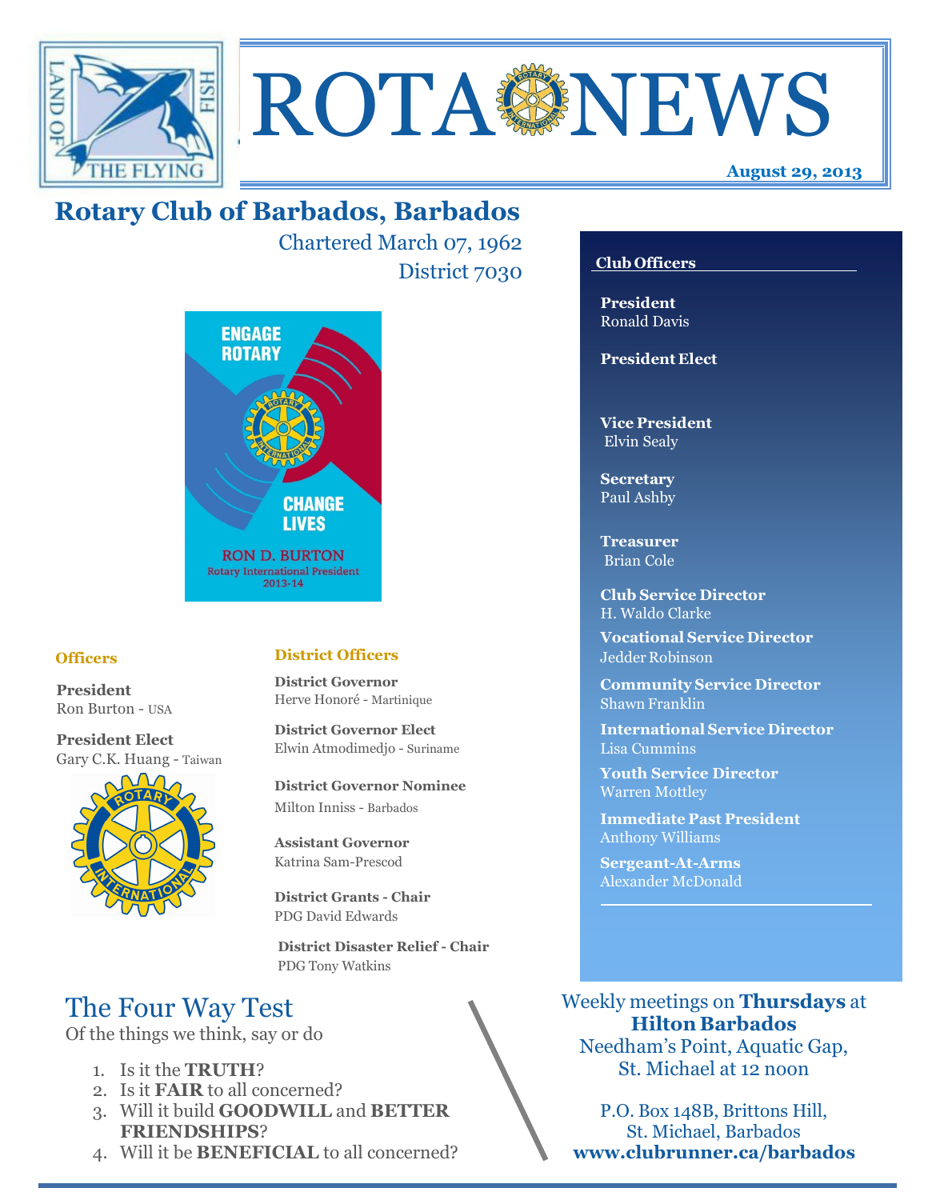# ROTA NEWS

**August 29, 2013**

## Rotary Club of Barbados, Barbados

Chartered March 07, 1962

District 7030

ENGAGE ROTARY

CHANGE LIVES

RON D. BURTON
Rotary International President
2013-14

### Officers

**President**
Ron Burton - USA

**President Elect**
Gary C.K. Huang - Taiwan

### District Officers

**District Governor**
Herve Honoré - Martinique

**District Governor Elect**
Elwin Atmodimedjo - Suriname

**District Governor Nominee**
Milton Inniss - Barbados

**Assistant Governor**
Katrina Sam-Prescod

**District Grants - Chair**
PDG David Edwards

**District Disaster Relief - Chair**
PDG Tony Watkins

### Club Officers

**President**
Ronald Davis

**President Elect**

**Vice President**
Elvin Sealy

**Secretary**
Paul Ashby

**Treasurer**
Brian Cole

**Club Service Director**
H. Waldo Clarke

**Vocational Service Director**
Jedder Robinson

**Community Service Director**
Shawn Franklin

**International Service Director**
Lisa Cummins

**Youth Service Director**
Warren Mottley

**Immediate Past President**
Anthony Williams

**Sergeant-At-Arms**
Alexander McDonald

## The Four Way Test

Of the things we think, say or do

1. Is it the **TRUTH**?
2. Is it **FAIR** to all concerned?
3. Will it build **GOODWILL** and **BETTER FRIENDSHIPS**?
4. Will it be **BENEFICIAL** to all concerned?

Weekly meetings on **Thursdays** at **Hilton Barbados**
Needham's Point, Aquatic Gap,
St. Michael at 12 noon

P.O. Box 148B, Brittons Hill,
St. Michael, Barbados
**www.clubrunner.ca/barbados**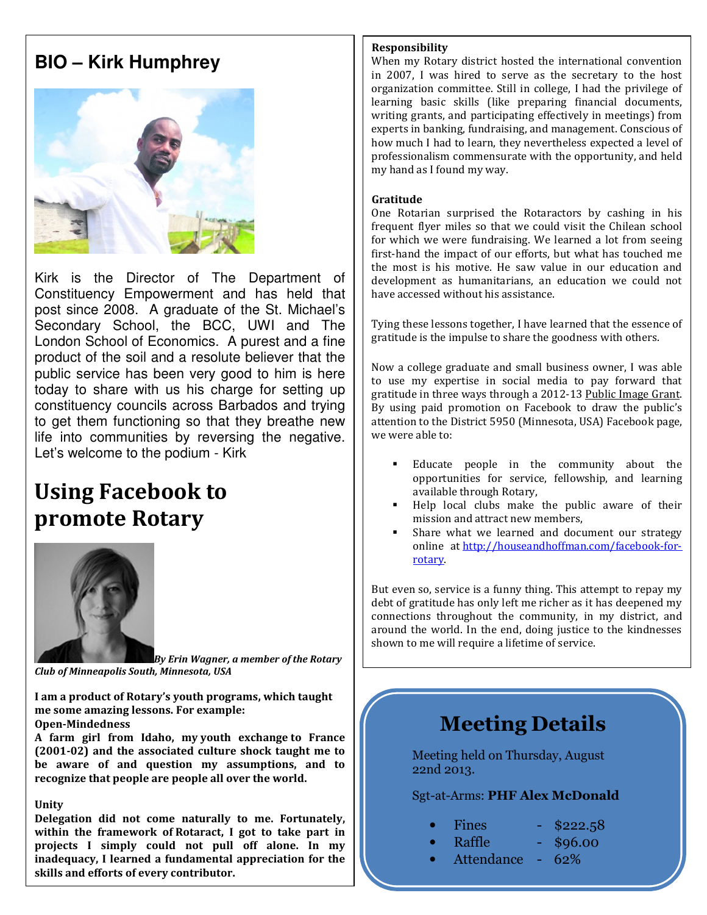## BIO – Kirk Humphrey

Kirk is the Director of The Department of Constituency Empowerment and has held that post since 2008. A graduate of the St. Michael's Secondary School, the BCC, UWI and The London School of Economics. A purest and a fine product of the soil and a resolute believer that the public service has been very good to him is here today to share with us his charge for setting up constituency councils across Barbados and trying to get them functioning so that they breathe new life into communities by reversing the negative. Let's welcome to the podium - Kirk

# Using Facebook to promote Rotary

***By Erin Wagner, a member of the Rotary Club of Minneapolis South, Minnesota, USA***

**I am a product of Rotary's youth programs, which taught me some amazing lessons. For example:**

**Open-Mindedness**

**A farm girl from Idaho, my youth exchange to France (2001-02) and the associated culture shock taught me to be aware of and question my assumptions, and to recognize that people are people all over the world.**

**Unity**

**Delegation did not come naturally to me. Fortunately, within the framework of Rotaract, I got to take part in projects I simply could not pull off alone. In my inadequacy, I learned a fundamental appreciation for the skills and efforts of every contributor.**

**Responsibility**

When my Rotary district hosted the international convention in 2007, I was hired to serve as the secretary to the host organization committee. Still in college, I had the privilege of learning basic skills (like preparing financial documents, writing grants, and participating effectively in meetings) from experts in banking, fundraising, and management. Conscious of how much I had to learn, they nevertheless expected a level of professionalism commensurate with the opportunity, and held my hand as I found my way.

**Gratitude**

One Rotarian surprised the Rotaractors by cashing in his frequent flyer miles so that we could visit the Chilean school for which we were fundraising. We learned a lot from seeing first-hand the impact of our efforts, but what has touched me the most is his motive. He saw value in our education and development as humanitarians, an education we could not have accessed without his assistance.

Tying these lessons together, I have learned that the essence of gratitude is the impulse to share the goodness with others.

Now a college graduate and small business owner, I was able to use my expertise in social media to pay forward that gratitude in three ways through a 2012-13 Public Image Grant. By using paid promotion on Facebook to draw the public's attention to the District 5950 (Minnesota, USA) Facebook page, we were able to:

- Educate people in the community about the opportunities for service, fellowship, and learning available through Rotary,
- Help local clubs make the public aware of their mission and attract new members,
- Share what we learned and document our strategy online at http://houseandhoffman.com/facebook-for-rotary.

But even so, service is a funny thing. This attempt to repay my debt of gratitude has only left me richer as it has deepened my connections throughout the community, in my district, and around the world. In the end, doing justice to the kindnesses shown to me will require a lifetime of service.

## Meeting Details

Meeting held on Thursday, August 22nd 2013.

Sgt-at-Arms: **PHF Alex McDonald**

- Fines - $222.58
- Raffle - $96.00
- Attendance - 62%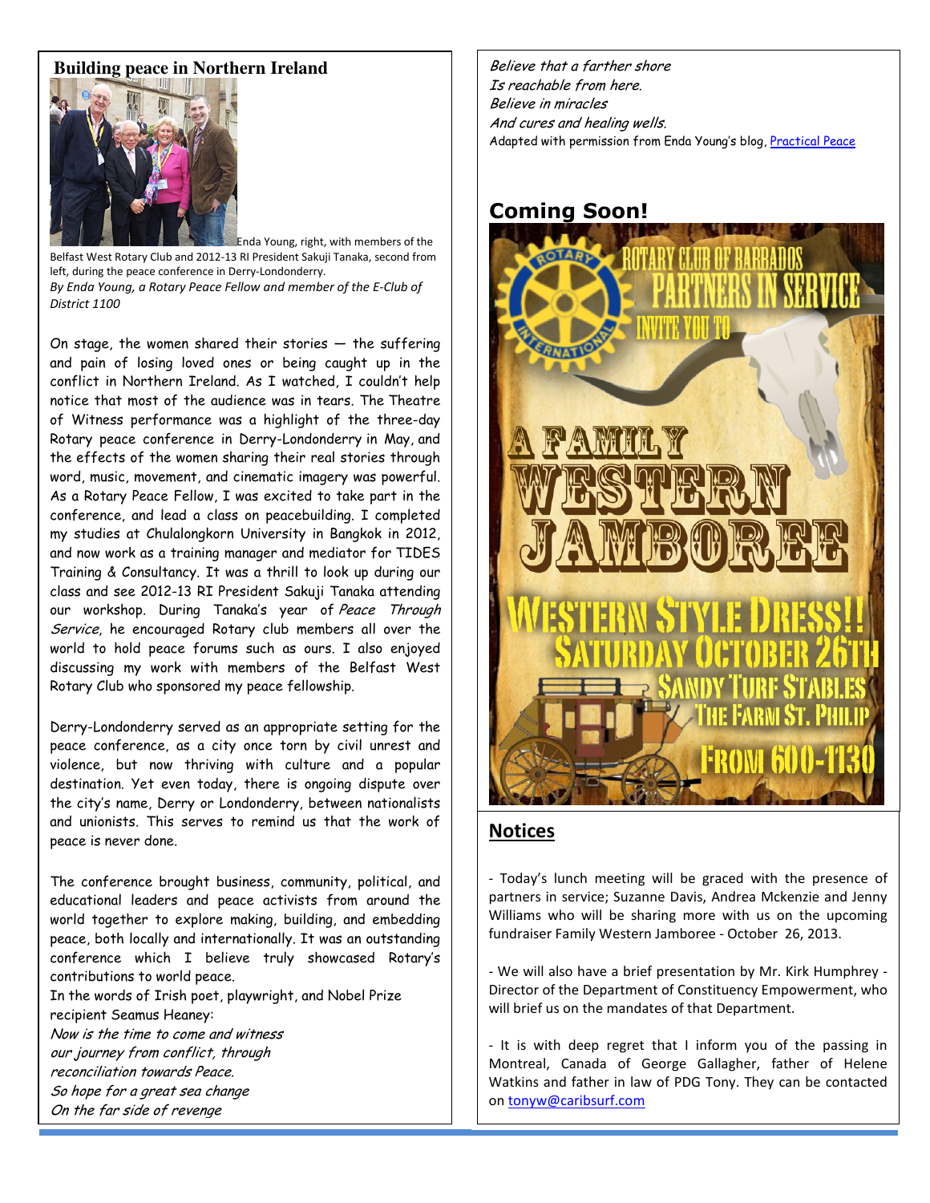## Building peace in Northern Ireland

Enda Young, right, with members of the Belfast West Rotary Club and 2012-13 RI President Sakuji Tanaka, second from left, during the peace conference in Derry-Londonderry.

*By Enda Young, a Rotary Peace Fellow and member of the E-Club of District 1100*

On stage, the women shared their stories — the suffering and pain of losing loved ones or being caught up in the conflict in Northern Ireland. As I watched, I couldn't help notice that most of the audience was in tears. The Theatre of Witness performance was a highlight of the three-day Rotary peace conference in Derry-Londonderry in May, and the effects of the women sharing their real stories through word, music, movement, and cinematic imagery was powerful. As a Rotary Peace Fellow, I was excited to take part in the conference, and lead a class on peacebuilding. I completed my studies at Chulalongkorn University in Bangkok in 2012, and now work as a training manager and mediator for TIDES Training & Consultancy. It was a thrill to look up during our class and see 2012-13 RI President Sakuji Tanaka attending our workshop. During Tanaka's year of *Peace Through Service*, he encouraged Rotary club members all over the world to hold peace forums such as ours. I also enjoyed discussing my work with members of the Belfast West Rotary Club who sponsored my peace fellowship.

Derry-Londonderry served as an appropriate setting for the peace conference, as a city once torn by civil unrest and violence, but now thriving with culture and a popular destination. Yet even today, there is ongoing dispute over the city's name, Derry or Londonderry, between nationalists and unionists. This serves to remind us that the work of peace is never done.

The conference brought business, community, political, and educational leaders and peace activists from around the world together to explore making, building, and embedding peace, both locally and internationally. It was an outstanding conference which I believe truly showcased Rotary's contributions to world peace.

In the words of Irish poet, playwright, and Nobel Prize recipient Seamus Heaney:

*Now is the time to come and witness*
*our journey from conflict, through*
*reconciliation towards Peace.*
*So hope for a great sea change*
*On the far side of revenge*
*Believe that a farther shore*
*Is reachable from here.*
*Believe in miracles*
*And cures and healing wells.*

Adapted with permission from Enda Young's blog, [Practical Peace]

## Coming Soon!

ROTARY CLUB OF BARBADOS PARTNERS IN SERVICE INVITE YOU TO

A FAMILY WESTERN JAMBOREE

WESTERN STYLE DRESS!!

SATURDAY OCTOBER 26TH

SANDY TURF STABLES

THE FARM ST. PHILIP

FROM 600-1130

## Notices

- Today's lunch meeting will be graced with the presence of partners in service; Suzanne Davis, Andrea Mckenzie and Jenny Williams who will be sharing more with us on the upcoming fundraiser Family Western Jamboree - October 26, 2013.

- We will also have a brief presentation by Mr. Kirk Humphrey - Director of the Department of Constituency Empowerment, who will brief us on the mandates of that Department.

- It is with deep regret that I inform you of the passing in Montreal, Canada of George Gallagher, father of Helene Watkins and father in law of PDG Tony. They can be contacted on tonyw@caribsurf.com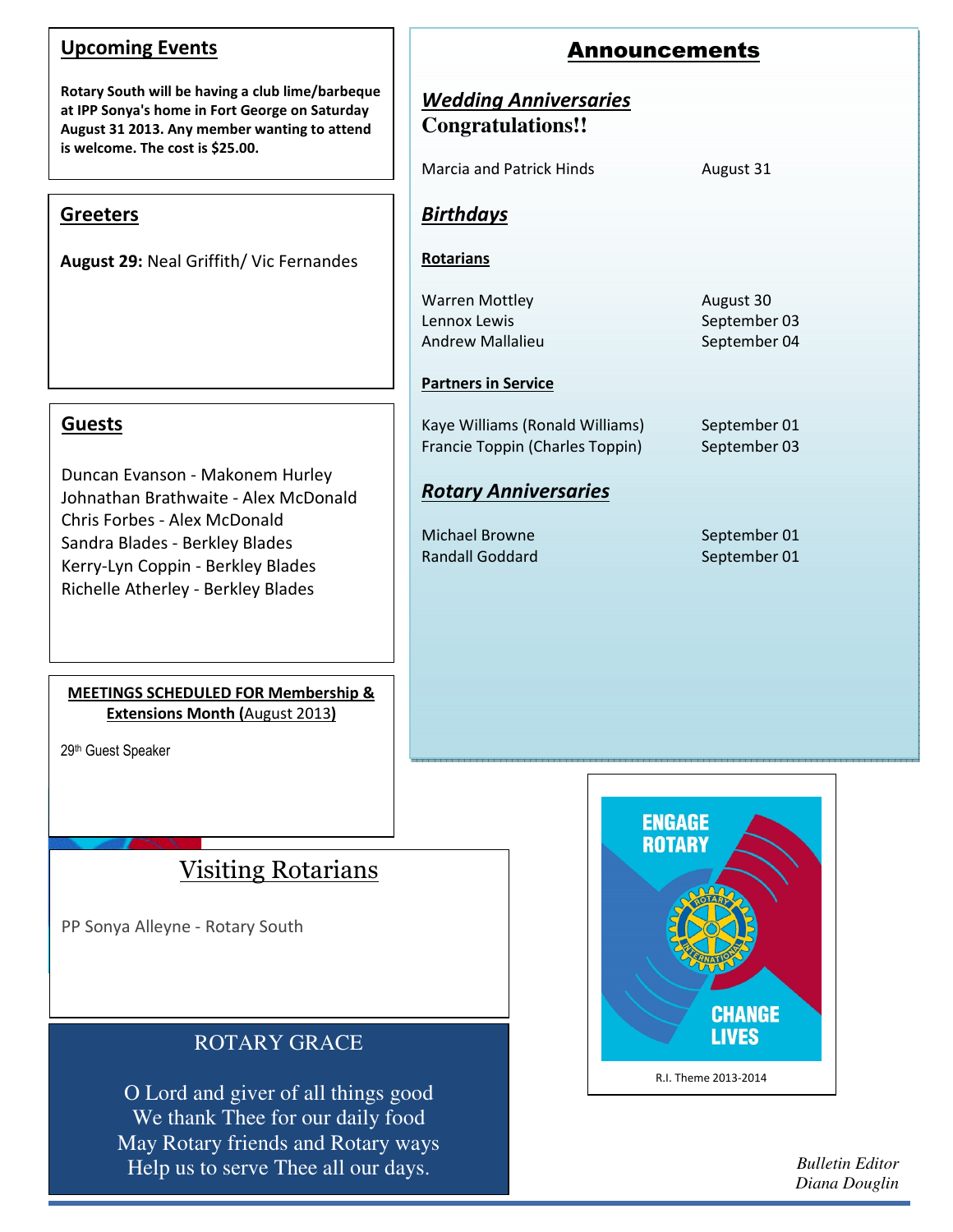## Upcoming Events

**Rotary South will be having a club lime/barbeque at IPP Sonya's home in Fort George on Saturday August 31 2013. Any member wanting to attend is welcome. The cost is $25.00.**

## Greeters

**August 29:** Neal Griffith/ Vic Fernandes

## Guests

Duncan Evanson - Makonem Hurley
Johnathan Brathwaite - Alex McDonald
Chris Forbes - Alex McDonald
Sandra Blades - Berkley Blades
Kerry-Lyn Coppin - Berkley Blades
Richelle Atherley - Berkley Blades

**MEETINGS SCHEDULED FOR Membership & Extensions Month (**August 2013**)**

29th Guest Speaker

## Visiting Rotarians

PP Sonya Alleyne - Rotary South

## ROTARY GRACE

O Lord and giver of all things good
We thank Thee for our daily food
May Rotary friends and Rotary ways
Help us to serve Thee all our days.

# Announcements

### *Wedding Anniversaries*

**Congratulations!!**

| | |
|---|---|
| Marcia and Patrick Hinds | August 31 |

### *Birthdays*

**Rotarians**

| | |
|---|---|
| Warren Mottley | August 30 |
| Lennox Lewis | September 03 |
| Andrew Mallalieu | September 04 |

**Partners in Service**

| | |
|---|---|
| Kaye Williams (Ronald Williams) | September 01 |
| Francie Toppin (Charles Toppin) | September 03 |

### *Rotary Anniversaries*

| | |
|---|---|
| Michael Browne | September 01 |
| Randall Goddard | September 01 |

ENGAGE ROTARY CHANGE LIVES

R.I. Theme 2013-2014

*Bulletin Editor*
*Diana Douglin*